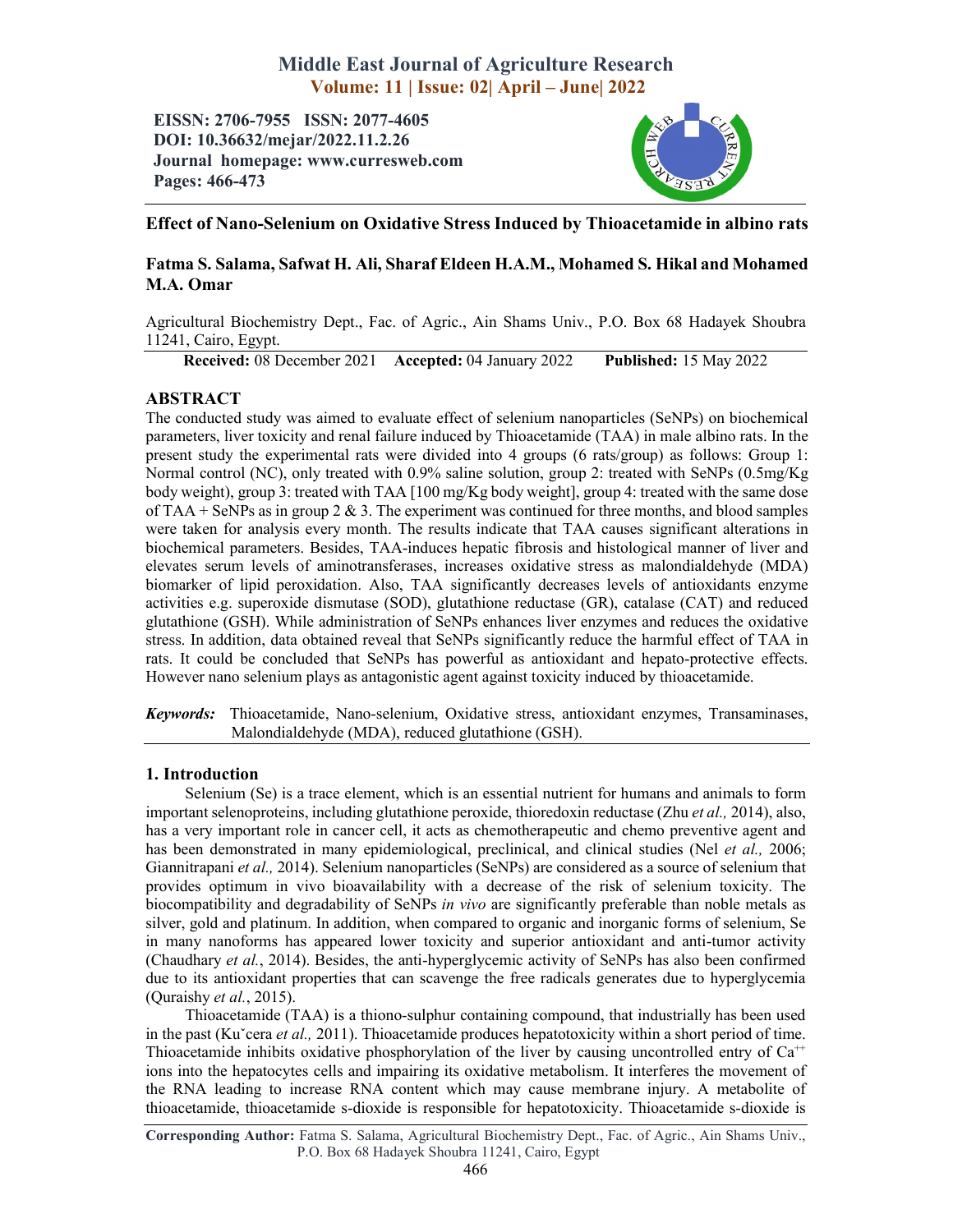# Effect of Nano-Selenium on Oxidative Stress Induced by Thioacetamide in albino rats

**Fatma S. Salama, Safwat H. Ali, Sharaf Eldeen H.A.M., Mohamed S. Hikal and Mohamed M.A. Omar**

Agricultural Biochemistry Dept., Fac. of Agric., Ain Shams Univ., P.O. Box 68 Hadayek Shoubra 11241, Cairo, Egypt.

**Received:** 08 December 2021 **Accepted:** 04 January 2022 **Published:** 15 May 2022

## ABSTRACT

The conducted study was aimed to evaluate effect of selenium nanoparticles (SeNPs) on biochemical parameters, liver toxicity and renal failure induced by Thioacetamide (TAA) in male albino rats. In the present study the experimental rats were divided into 4 groups (6 rats/group) as follows: Group 1: Normal control (NC), only treated with 0.9% saline solution, group 2: treated with SeNPs (0.5mg/Kg body weight), group 3: treated with TAA [100 mg/Kg body weight], group 4: treated with the same dose of TAA + SeNPs as in group 2 & 3. The experiment was continued for three months, and blood samples were taken for analysis every month. The results indicate that TAA causes significant alterations in biochemical parameters. Besides, TAA-induces hepatic fibrosis and histological manner of liver and elevates serum levels of aminotransferases, increases oxidative stress as malondialdehyde (MDA) biomarker of lipid peroxidation. Also, TAA significantly decreases levels of antioxidants enzyme activities e.g. superoxide dismutase (SOD), glutathione reductase (GR), catalase (CAT) and reduced glutathione (GSH). While administration of SeNPs enhances liver enzymes and reduces the oxidative stress. In addition, data obtained reveal that SeNPs significantly reduce the harmful effect of TAA in rats. It could be concluded that SeNPs has powerful as antioxidant and hepato-protective effects. However nano selenium plays as antagonistic agent against toxicity induced by thioacetamide.

***Keywords:*** Thioacetamide, Nano-selenium, Oxidative stress, antioxidant enzymes, Transaminases, Malondialdehyde (MDA), reduced glutathione (GSH).

## 1. Introduction

Selenium (Se) is a trace element, which is an essential nutrient for humans and animals to form important selenoproteins, including glutathione peroxide, thioredoxin reductase (Zhu *et al.,* 2014), also, has a very important role in cancer cell, it acts as chemotherapeutic and chemo preventive agent and has been demonstrated in many epidemiological, preclinical, and clinical studies (Nel *et al.,* 2006; Giannitrapani *et al.,* 2014). Selenium nanoparticles (SeNPs) are considered as a source of selenium that provides optimum in vivo bioavailability with a decrease of the risk of selenium toxicity. The biocompatibility and degradability of SeNPs *in vivo* are significantly preferable than noble metals as silver, gold and platinum. In addition, when compared to organic and inorganic forms of selenium, Se in many nanoforms has appeared lower toxicity and superior antioxidant and anti-tumor activity (Chaudhary *et al.*, 2014). Besides, the anti-hyperglycemic activity of SeNPs has also been confirmed due to its antioxidant properties that can scavenge the free radicals generates due to hyperglycemia (Quraishy *et al.*, 2015).

Thioacetamide (TAA) is a thiono-sulphur containing compound, that industrially has been used in the past (Kučera *et al.,* 2011). Thioacetamide produces hepatotoxicity within a short period of time. Thioacetamide inhibits oxidative phosphorylation of the liver by causing uncontrolled entry of $Ca^{++}$ ions into the hepatocytes cells and impairing its oxidative metabolism. It interferes the movement of the RNA leading to increase RNA content which may cause membrane injury. A metabolite of thioacetamide, thioacetamide s-dioxide is responsible for hepatotoxicity. Thioacetamide s-dioxide is

**Corresponding Author:** Fatma S. Salama, Agricultural Biochemistry Dept., Fac. of Agric., Ain Shams Univ., P.O. Box 68 Hadayek Shoubra 11241, Cairo, Egypt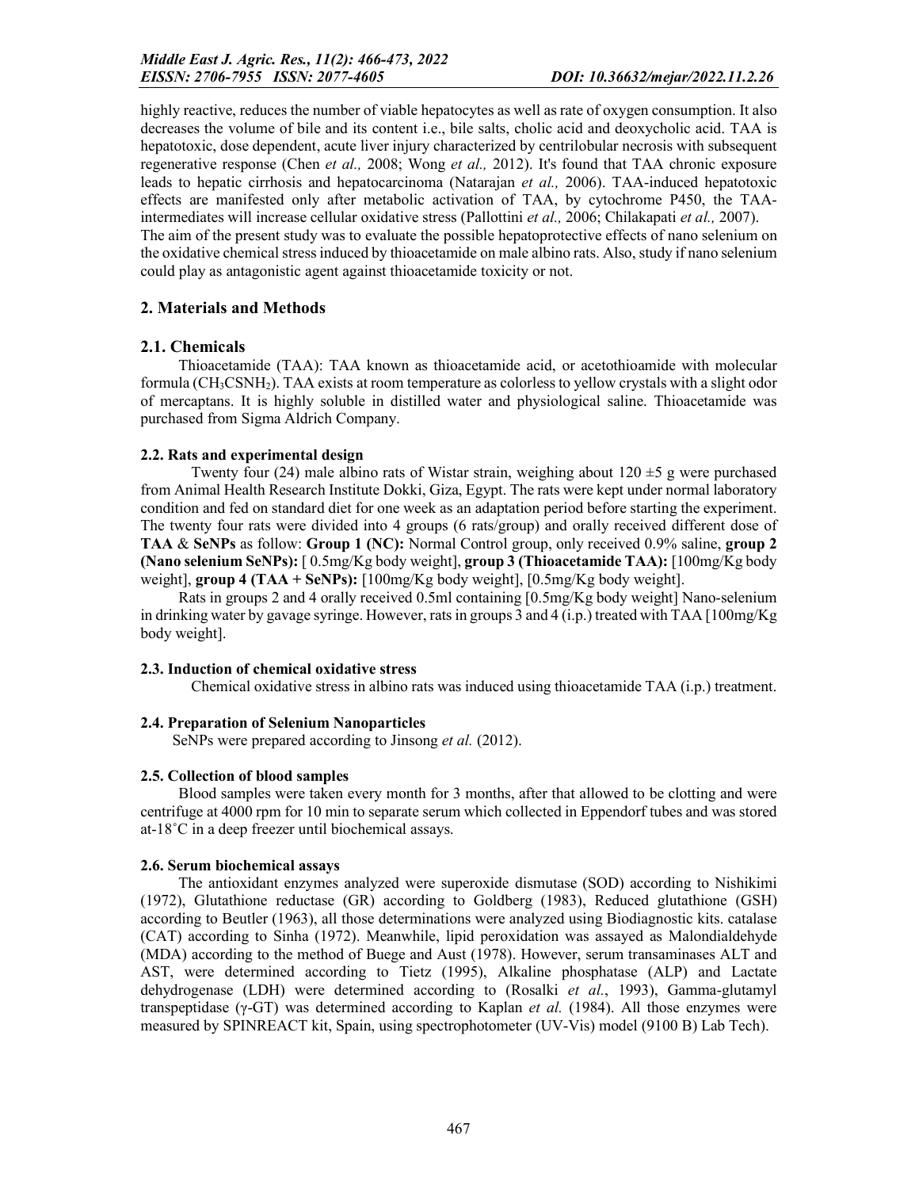highly reactive, reduces the number of viable hepatocytes as well as rate of oxygen consumption. It also decreases the volume of bile and its content i.e., bile salts, cholic acid and deoxycholic acid. TAA is hepatotoxic, dose dependent, acute liver injury characterized by centrilobular necrosis with subsequent regenerative response (Chen *et al.,* 2008; Wong *et al.,* 2012). It's found that TAA chronic exposure leads to hepatic cirrhosis and hepatocarcinoma (Natarajan *et al.,* 2006). TAA-induced hepatotoxic effects are manifested only after metabolic activation of TAA, by cytochrome P450, the TAA-intermediates will increase cellular oxidative stress (Pallottini *et al.,* 2006; Chilakapati *et al.,* 2007).

The aim of the present study was to evaluate the possible hepatoprotective effects of nano selenium on the oxidative chemical stress induced by thioacetamide on male albino rats. Also, study if nano selenium could play as antagonistic agent against thioacetamide toxicity or not.

## 2. Materials and Methods

### 2.1. Chemicals

Thioacetamide (TAA): TAA known as thioacetamide acid, or acetothioamide with molecular formula ($CH_3CSNH_2$). TAA exists at room temperature as colorless to yellow crystals with a slight odor of mercaptans. It is highly soluble in distilled water and physiological saline. Thioacetamide was purchased from Sigma Aldrich Company.

#### 2.2. Rats and experimental design

Twenty four (24) male albino rats of Wistar strain, weighing about 120 ±5 g were purchased from Animal Health Research Institute Dokki, Giza, Egypt. The rats were kept under normal laboratory condition and fed on standard diet for one week as an adaptation period before starting the experiment. The twenty four rats were divided into 4 groups (6 rats/group) and orally received different dose of **TAA** & **SeNPs** as follow: **Group 1 (NC):** Normal Control group, only received 0.9% saline, **group 2 (Nano selenium SeNPs):** [ 0.5mg/Kg body weight], **group 3 (Thioacetamide TAA):** [100mg/Kg body weight], **group 4 (TAA + SeNPs):** [100mg/Kg body weight], [0.5mg/Kg body weight].

Rats in groups 2 and 4 orally received 0.5ml containing [0.5mg/Kg body weight] Nano-selenium in drinking water by gavage syringe. However, rats in groups 3 and 4 (i.p.) treated with TAA [100mg/Kg body weight].

#### 2.3. Induction of chemical oxidative stress

Chemical oxidative stress in albino rats was induced using thioacetamide TAA (i.p.) treatment.

#### 2.4. Preparation of Selenium Nanoparticles

SeNPs were prepared according to Jinsong *et al.* (2012).

#### 2.5. Collection of blood samples

Blood samples were taken every month for 3 months, after that allowed to be clotting and were centrifuge at 4000 rpm for 10 min to separate serum which collected in Eppendorf tubes and was stored at-18˚C in a deep freezer until biochemical assays.

#### 2.6. Serum biochemical assays

The antioxidant enzymes analyzed were superoxide dismutase (SOD) according to Nishikimi (1972), Glutathione reductase (GR) according to Goldberg (1983), Reduced glutathione (GSH) according to Beutler (1963), all those determinations were analyzed using Biodiagnostic kits. catalase (CAT) according to Sinha (1972). Meanwhile, lipid peroxidation was assayed as Malondialdehyde (MDA) according to the method of Buege and Aust (1978). However, serum transaminases ALT and AST, were determined according to Tietz (1995), Alkaline phosphatase (ALP) and Lactate dehydrogenase (LDH) were determined according to (Rosalki *et al.*, 1993), Gamma-glutamyl transpeptidase ($\gamma$-GT) was determined according to Kaplan *et al.* (1984). All those enzymes were measured by SPINREACT kit, Spain, using spectrophotometer (UV-Vis) model (9100 B) Lab Tech).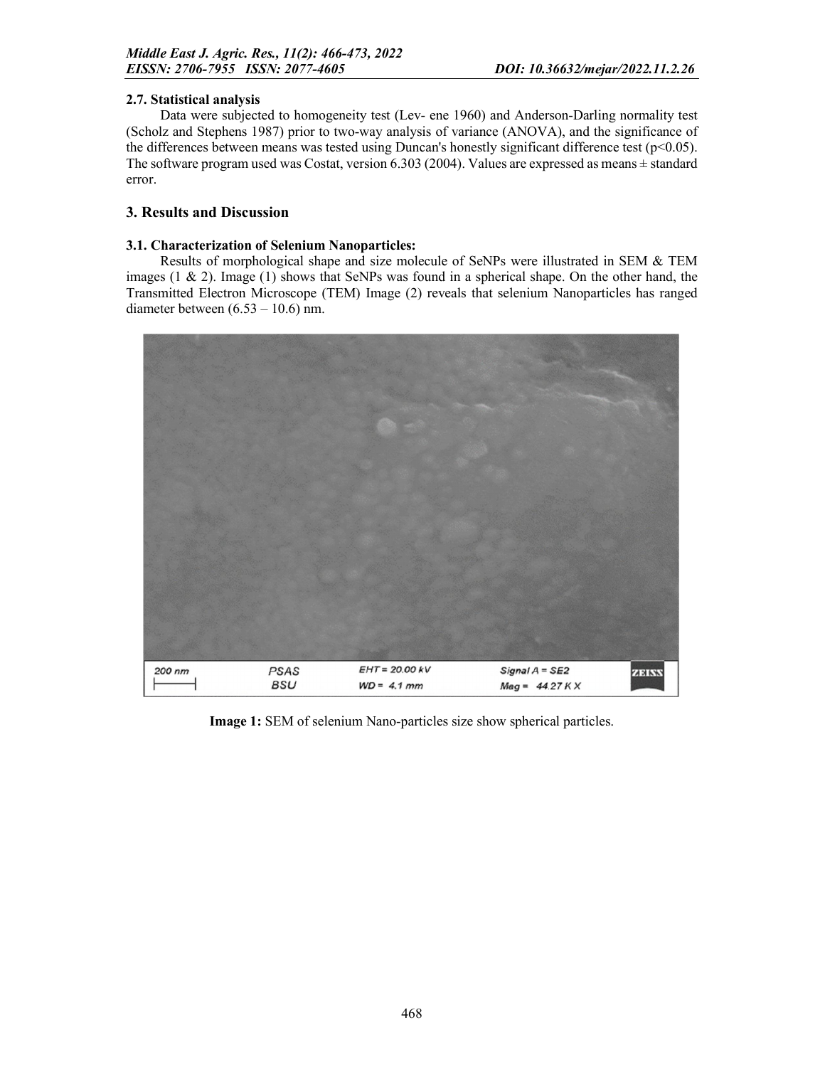#### 2.7. Statistical analysis

Data were subjected to homogeneity test (Lev- ene 1960) and Anderson-Darling normality test (Scholz and Stephens 1987) prior to two-way analysis of variance (ANOVA), and the significance of the differences between means was tested using Duncan's honestly significant difference test ($p<0.05$). The software program used was Costat, version 6.303 (2004). Values are expressed as means ± standard error.

## 3. Results and Discussion

### 3.1. Characterization of Selenium Nanoparticles:

Results of morphological shape and size molecule of SeNPs were illustrated in SEM & TEM images (1 & 2). Image (1) shows that SeNPs was found in a spherical shape. On the other hand, the Transmitted Electron Microscope (TEM) Image (2) reveals that selenium Nanoparticles has ranged diameter between (6.53 – 10.6) nm.

**Image 1:** SEM of selenium Nano-particles size show spherical particles.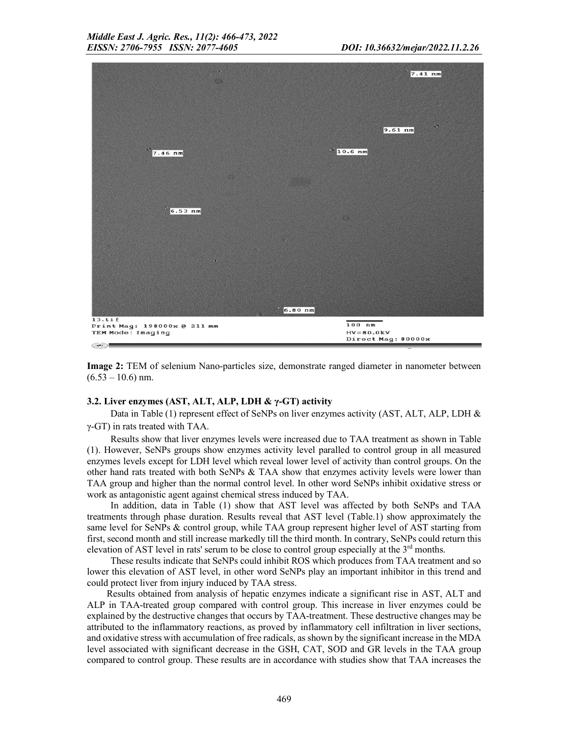**Image 2:** TEM of selenium Nano-particles size, demonstrate ranged diameter in nanometer between (6.53 – 10.6) nm.

### 3.2. Liver enzymes (AST, ALT, ALP, LDH & γ-GT) activity

Data in Table (1) represent effect of SeNPs on liver enzymes activity (AST, ALT, ALP, LDH & γ-GT) in rats treated with TAA.

Results show that liver enzymes levels were increased due to TAA treatment as shown in Table (1). However, SeNPs groups show enzymes activity level paralleled to control group in all measured enzymes levels except for LDH level which reveal lower level of activity than control groups. On the other hand rats treated with both SeNPs & TAA show that enzymes activity levels were lower than TAA group and higher than the normal control level. In other word SeNPs inhibit oxidative stress or work as antagonistic agent against chemical stress induced by TAA.

In addition, data in Table (1) show that AST level was affected by both SeNPs and TAA treatments through phase duration. Results reveal that AST level (Table.1) show approximately the same level for SeNPs & control group, while TAA group represent higher level of AST starting from first, second month and still increase markedly till the third month. In contrary, SeNPs could return this elevation of AST level in rats' serum to be close to control group especially at the 3rd months.

These results indicate that SeNPs could inhibit ROS which produces from TAA treatment and so lower this elevation of AST level, in other word SeNPs play an important inhibitor in this trend and could protect liver from injury induced by TAA stress.

Results obtained from analysis of hepatic enzymes indicate a significant rise in AST, ALT and ALP in TAA-treated group compared with control group. This increase in liver enzymes could be explained by the destructive changes that occurs by TAA-treatment. These destructive changes may be attributed to the inflammatory reactions, as proved by inflammatory cell infiltration in liver sections, and oxidative stress with accumulation of free radicals, as shown by the significant increase in the MDA level associated with significant decrease in the GSH, CAT, SOD and GR levels in the TAA group compared to control group. These results are in accordance with studies show that TAA increases the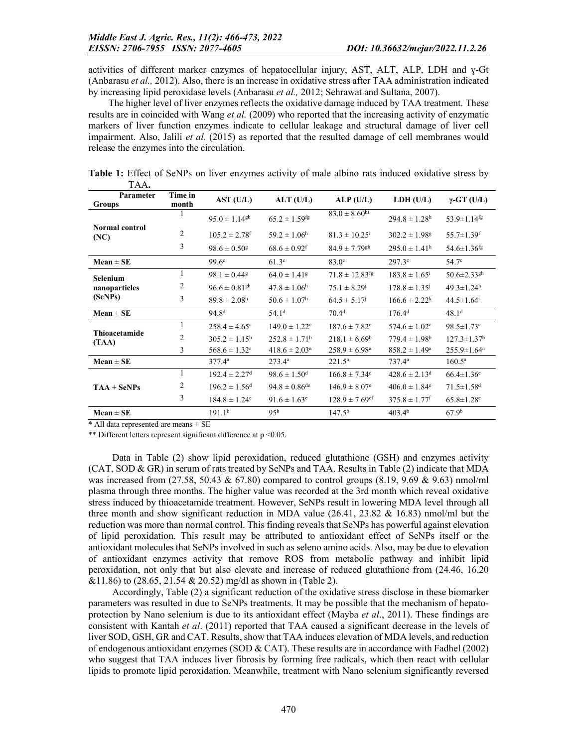activities of different marker enzymes of hepatocellular injury, AST, ALT, ALP, LDH and ɣ-Gt (Anbarasu *et al.,* 2012). Also, there is an increase in oxidative stress after TAA administration indicated by increasing lipid peroxidase levels (Anbarasu *et al.,* 2012; Sehrawat and Sultana, 2007).

The higher level of liver enzymes reflects the oxidative damage induced by TAA treatment. These results are in coincided with Wang *et al.* (2009) who reported that the increasing activity of enzymatic markers of liver function enzymes indicate to cellular leakage and structural damage of liver cell impairment. Also, Jalili *et al.* (2015) as reported that the resulted damage of cell membranes would release the enzymes into the circulation.

**Table 1:** Effect of SeNPs on liver enzymes activity of male albino rats induced oxidative stress by TAA**.**

| Parameter / Groups | Time in month | AST (U/L) | ALT (U/L) | ALP (U/L) | LDH (U/L) | γ-GT (U/L) |
|---|---|---|---|---|---|---|
| **Normal control (NC)** | 1 | $95.0 \pm 1.14^{gh}$ | $65.2 \pm 1.59^{fg}$ | $83.0 \pm 8.60^{hi}$ | $294.8 \pm 1.28^{h}$ | $53.9 \pm 1.14^{fg}$ |
| | 2 | $105.2 \pm 2.78^{f}$ | $59.2 \pm 1.06^{h}$ | $81.3 \pm 10.25^{i}$ | $302.2 \pm 1.98^{g}$ | $55.7 \pm 1.39^{f}$ |
| | 3 | $98.6 \pm 0.50^{g}$ | $68.6 \pm 0.92^{f}$ | $84.9 \pm 7.79^{gh}$ | $295.0 \pm 1.41^{h}$ | $54.6 \pm 1.36^{fg}$ |
| **Mean ± SE** | | $99.6^{c}$ | $61.3^{c}$ | $83.0^{c}$ | $297.3^{c}$ | $54.7^{c}$ |
| **Selenium nanoparticles (SeNPs)** | 1 | $98.1 \pm 0.44^{g}$ | $64.0 \pm 1.41^{g}$ | $71.8 \pm 12.83^{fg}$ | $183.8 \pm 1.65^{i}$ | $50.6 \pm 2.33^{gh}$ |
| | 2 | $96.6 \pm 0.81^{gh}$ | $47.8 \pm 1.06^{h}$ | $75.1 \pm 8.29^{j}$ | $178.8 \pm 1.35^{j}$ | $49.3 \pm 1.24^{h}$ |
| | 3 | $89.8 \pm 2.08^{h}$ | $50.6 \pm 1.07^{h}$ | $64.5 \pm 5.17^{j}$ | $166.6 \pm 2.22^{k}$ | $44.5 \pm 1.64^{i}$ |
| **Mean ± SE** | | $94.8^{d}$ | $54.1^{d}$ | $70.4^{d}$ | $176.4^{d}$ | $48.1^{d}$ |
| **Thioacetamide (TAA)** | 1 | $258.4 \pm 4.65^{c}$ | $149.0 \pm 1.22^{c}$ | $187.6 \pm 7.82^{c}$ | $574.6 \pm 1.02^{c}$ | $98.5 \pm 1.73^{c}$ |
| | 2 | $305.2 \pm 1.15^{b}$ | $252.8 \pm 1.71^{b}$ | $218.1 \pm 6.69^{b}$ | $779.4 \pm 1.98^{b}$ | $127.3 \pm 1.37^{b}$ |
| | 3 | $568.6 \pm 1.32^{a}$ | $418.6 \pm 2.03^{a}$ | $258.9 \pm 6.98^{a}$ | $858.2 \pm 1.49^{a}$ | $255.9 \pm 1.64^{a}$ |
| **Mean ± SE** | | $377.4^{a}$ | $273.4^{a}$ | $221.5^{a}$ | $737.4^{a}$ | $160.5^{a}$ |
| **TAA + SeNPs** | 1 | $192.4 \pm 2.27^{d}$ | $98.6 \pm 1.50^{d}$ | $166.8 \pm 7.34^{d}$ | $428.6 \pm 2.13^{d}$ | $66.4 \pm 1.36^{e}$ |
| | 2 | $196.2 \pm 1.56^{d}$ | $94.8 \pm 0.86^{de}$ | $146.9 \pm 8.07^{e}$ | $406.0 \pm 1.84^{e}$ | $71.5 \pm 1.58^{d}$ |
| | 3 | $184.8 \pm 1.24^{e}$ | $91.6 \pm 1.63^{e}$ | $128.9 \pm 7.69^{ef}$ | $375.8 \pm 1.77^{f}$ | $65.8 \pm 1.28^{e}$ |
| **Mean ± SE** | | $191.1^{b}$ | $95^{b}$ | $147.5^{b}$ | $403.4^{b}$ | $67.9^{b}$ |

\* All data represented are means ± SE

\*\* Different letters represent significant difference at $p < 0.05$.

Data in Table (2) show lipid peroxidation, reduced glutathione (GSH) and enzymes activity (CAT, SOD & GR) in serum of rats treated by SeNPs and TAA. Results in Table (2) indicate that MDA was increased from (27.58, 50.43 & 67.80) compared to control groups (8.19, 9.69 & 9.63) nmol/ml plasma through three months. The higher value was recorded at the 3rd month which reveal oxidative stress induced by thioacetamide treatment. However, SeNPs result in lowering MDA level through all three month and show significant reduction in MDA value (26.41, 23.82 & 16.83) nmol/ml but the reduction was more than normal control. This finding reveals that SeNPs has powerful against elevation of lipid peroxidation. This result may be attributed to antioxidant effect of SeNPs itself or the antioxidant molecules that SeNPs involved in such as seleno amino acids. Also, may be due to elevation of antioxidant enzymes activity that remove ROS from metabolic pathway and inhibit lipid peroxidation, not only that but also elevate and increase of reduced glutathione from (24.46, 16.20 &11.86) to (28.65, 21.54 & 20.52) mg/dl as shown in (Table 2).

Accordingly, Table (2) a significant reduction of the oxidative stress disclose in these biomarker parameters was resulted in due to SeNPs treatments. It may be possible that the mechanism of hepato-protection by Nano selenium is due to its antioxidant effect (Mayba *et al*., 2011). These findings are consistent with Kantah *et al*. (2011) reported that TAA caused a significant decrease in the levels of liver SOD, GSH, GR and CAT. Results, show that TAA induces elevation of MDA levels, and reduction of endogenous antioxidant enzymes (SOD & CAT). These results are in accordance with Fadhel (2002) who suggest that TAA induces liver fibrosis by forming free radicals, which then react with cellular lipids to promote lipid peroxidation. Meanwhile, treatment with Nano selenium significantly reversed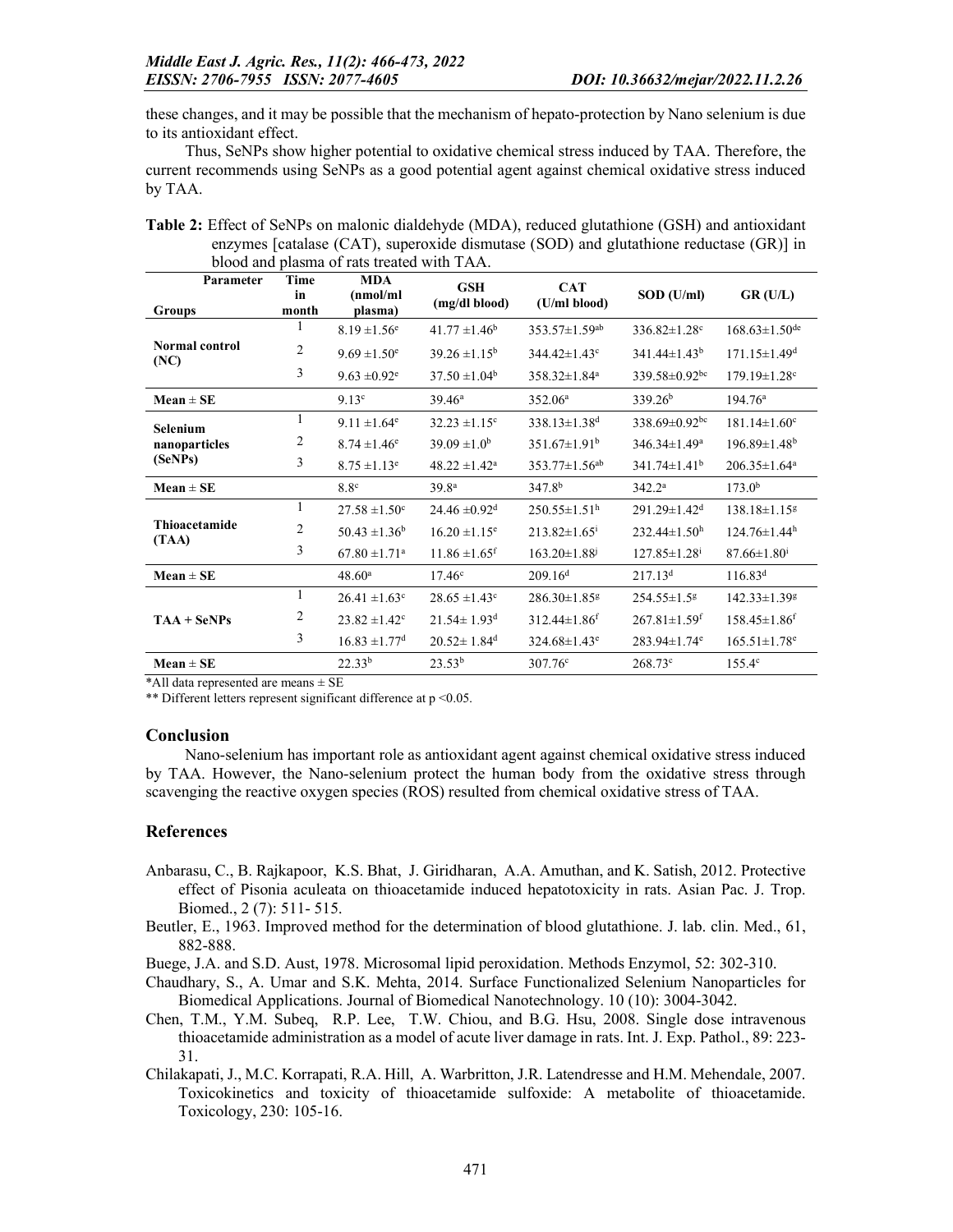these changes, and it may be possible that the mechanism of hepato-protection by Nano selenium is due to its antioxidant effect.

Thus, SeNPs show higher potential to oxidative chemical stress induced by TAA. Therefore, the current recommends using SeNPs as a good potential agent against chemical oxidative stress induced by TAA.

**Table 2:** Effect of SeNPs on malonic dialdehyde (MDA), reduced glutathione (GSH) and antioxidant enzymes [catalase (CAT), superoxide dismutase (SOD) and glutathione reductase (GR)] in blood and plasma of rats treated with TAA.

| Parameter / Groups | Time in month | MDA (nmol/ml plasma) | GSH (mg/dl blood) | CAT (U/ml blood) | SOD (U/ml) | GR (U/L) |
|---|---|---|---|---|---|---|
| Normal control (NC) | 1 | 8.19 ±1.56[e] | 41.77 ±1.46[b] | 353.57±1.59[ab] | 336.82±1.28[c] | 168.63±1.50[de] |
| | 2 | 9.69 ±1.50[e] | 39.26 ±1.15[b] | 344.42±1.43[c] | 341.44±1.43[b] | 171.15±1.49[d] |
| | 3 | 9.63 ±0.92[e] | 37.50 ±1.04[b] | 358.32±1.84[a] | 339.58±0.92[bc] | 179.19±1.28[c] |
| **Mean ± SE** | | 9.13[c] | 39.46[a] | 352.06[a] | 339.26[b] | 194.76[a] |
| Selenium nanoparticles (SeNPs) | 1 | 9.11 ±1.64[e] | 32.23 ±1.15[c] | 338.13±1.38[d] | 338.69±0.92[bc] | 181.14±1.60[c] |
| | 2 | 8.74 ±1.46[e] | 39.09 ±1.0[b] | 351.67±1.91[b] | 346.34±1.49[a] | 196.89±1.48[b] |
| | 3 | 8.75 ±1.13[e] | 48.22 ±1.42[a] | 353.77±1.56[ab] | 341.74±1.41[b] | 206.35±1.64[a] |
| **Mean ± SE** | | 8.8[c] | 39.8[a] | 347.8[b] | 342.2[a] | 173.0[b] |
| Thioacetamide (TAA) | 1 | 27.58 ±1.50[c] | 24.46 ±0.92[d] | 250.55±1.51[h] | 291.29±1.42[d] | 138.18±1.15[g] |
| | 2 | 50.43 ±1.36[b] | 16.20 ±1.15[e] | 213.82±1.65[i] | 232.44±1.50[h] | 124.76±1.44[h] |
| | 3 | 67.80 ±1.71[a] | 11.86 ±1.65[f] | 163.20±1.88[j] | 127.85±1.28[i] | 87.66±1.80[i] |
| **Mean ± SE** | | 48.60[a] | 17.46[c] | 209.16[d] | 217.13[d] | 116.83[d] |
| TAA + SeNPs | 1 | 26.41 ±1.63[c] | 28.65 ±1.43[c] | 286.30±1.85[g] | 254.55±1.5[g] | 142.33±1.39[g] |
| | 2 | 23.82 ±1.42[c] | 21.54± 1.93[d] | 312.44±1.86[f] | 267.81±1.59[f] | 158.45±1.86[f] |
| | 3 | 16.83 ±1.77[d] | 20.52± 1.84[d] | 324.68±1.43[e] | 283.94±1.74[e] | 165.51±1.78[e] |
| **Mean ± SE** | | 22.33[b] | 23.53[b] | 307.76[c] | 268.73[c] | 155.4[c] |

*All data represented are means ± SE

** Different letters represent significant difference at $p < 0.05$.

## Conclusion

Nano-selenium has important role as antioxidant agent against chemical oxidative stress induced by TAA. However, the Nano-selenium protect the human body from the oxidative stress through scavenging the reactive oxygen species (ROS) resulted from chemical oxidative stress of TAA.

## References

Anbarasu, C., B. Rajkapoor, K.S. Bhat, J. Giridharan, A.A. Amuthan, and K. Satish, 2012. Protective effect of Pisonia aculeata on thioacetamide induced hepatotoxicity in rats. Asian Pac. J. Trop. Biomed., 2 (7): 511- 515.

Beutler, E., 1963. Improved method for the determination of blood glutathione. J. lab. clin. Med., 61, 882-888.

Buege, J.A. and S.D. Aust, 1978. Microsomal lipid peroxidation. Methods Enzymol, 52: 302-310.

Chaudhary, S., A. Umar and S.K. Mehta, 2014. Surface Functionalized Selenium Nanoparticles for Biomedical Applications. Journal of Biomedical Nanotechnology. 10 (10): 3004-3042.

Chen, T.M., Y.M. Subeq, R.P. Lee, T.W. Chiou, and B.G. Hsu, 2008. Single dose intravenous thioacetamide administration as a model of acute liver damage in rats. Int. J. Exp. Pathol., 89: 223-31.

Chilakapati, J., M.C. Korrapati, R.A. Hill, A. Warbritton, J.R. Latendresse and H.M. Mehendale, 2007. Toxicokinetics and toxicity of thioacetamide sulfoxide: A metabolite of thioacetamide. Toxicology, 230: 105-16.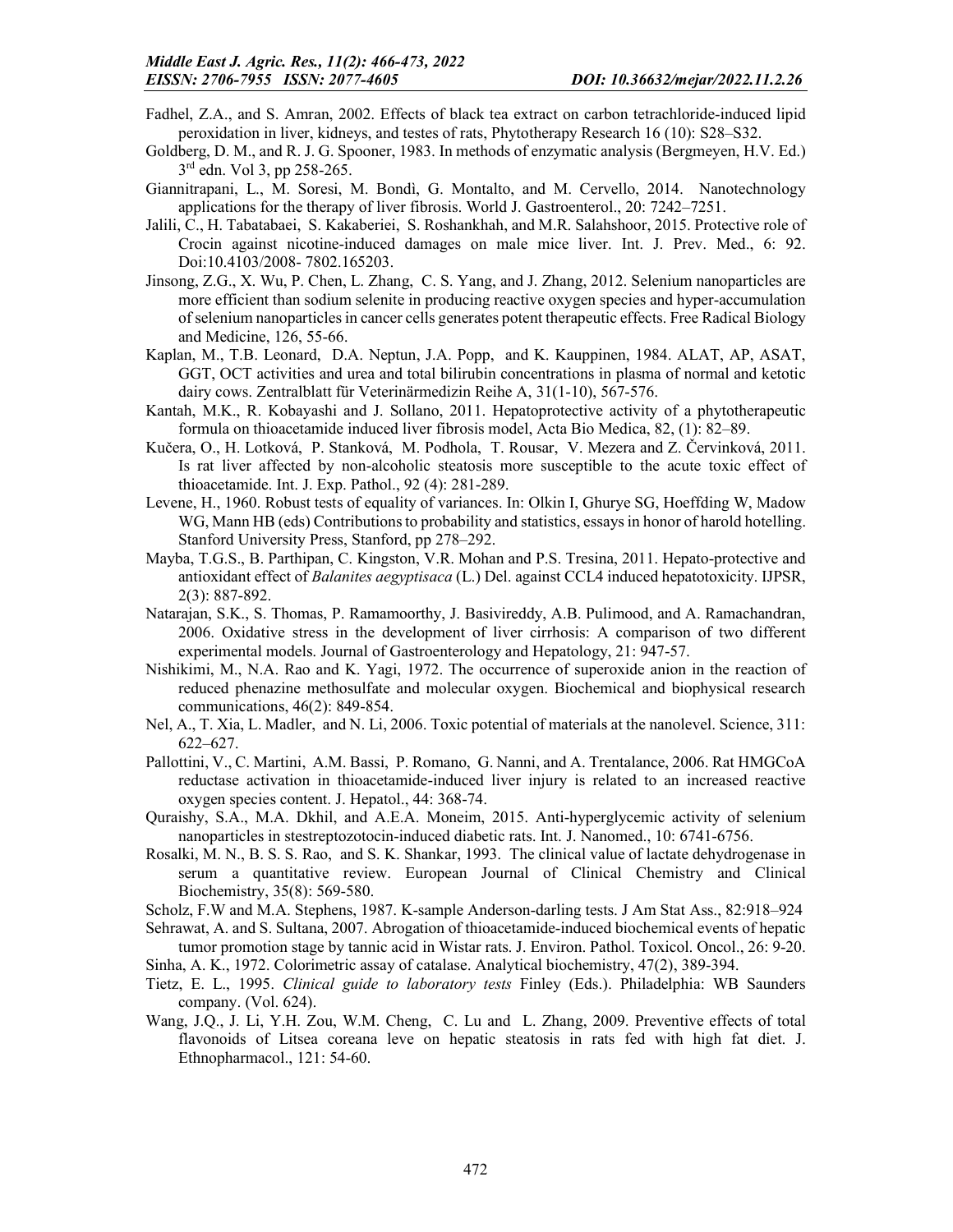Fadhel, Z.A., and S. Amran, 2002. Effects of black tea extract on carbon tetrachloride-induced lipid peroxidation in liver, kidneys, and testes of rats, Phytotherapy Research 16 (10): S28–S32.

Goldberg, D. M., and R. J. G. Spooner, 1983. In methods of enzymatic analysis (Bergmeyen, H.V. Ed.) 3rd edn. Vol 3, pp 258-265.

Giannitrapani, L., M. Soresi, M. Bondì, G. Montalto, and M. Cervello, 2014. Nanotechnology applications for the therapy of liver fibrosis. World J. Gastroenterol., 20: 7242–7251.

Jalili, C., H. Tabatabaei, S. Kakaberiei, S. Roshankhah, and M.R. Salahshoor, 2015. Protective role of Crocin against nicotine-induced damages on male mice liver. Int. J. Prev. Med., 6: 92. Doi:10.4103/2008- 7802.165203.

Jinsong, Z.G., X. Wu, P. Chen, L. Zhang, C. S. Yang, and J. Zhang, 2012. Selenium nanoparticles are more efficient than sodium selenite in producing reactive oxygen species and hyper-accumulation of selenium nanoparticles in cancer cells generates potent therapeutic effects. Free Radical Biology and Medicine, 126, 55-66.

Kaplan, M., T.B. Leonard, D.A. Neptun, J.A. Popp, and K. Kauppinen, 1984. ALAT, AP, ASAT, GGT, OCT activities and urea and total bilirubin concentrations in plasma of normal and ketotic dairy cows. Zentralblatt für Veterinärmedizin Reihe A, 31(1-10), 567-576.

Kantah, M.K., R. Kobayashi and J. Sollano, 2011. Hepatoprotective activity of a phytotherapeutic formula on thioacetamide induced liver fibrosis model, Acta Bio Medica, 82, (1): 82–89.

Kučera, O., H. Lotková, P. Stanková, M. Podhola, T. Rousar, V. Mezera and Z. Červinková, 2011. Is rat liver affected by non-alcoholic steatosis more susceptible to the acute toxic effect of thioacetamide. Int. J. Exp. Pathol., 92 (4): 281-289.

Levene, H., 1960. Robust tests of equality of variances. In: Olkin I, Ghurye SG, Hoeffding W, Madow WG, Mann HB (eds) Contributions to probability and statistics, essays in honor of harold hotelling. Stanford University Press, Stanford, pp 278–292.

Mayba, T.G.S., B. Parthipan, C. Kingston, V.R. Mohan and P.S. Tresina, 2011. Hepato-protective and antioxidant effect of *Balanites aegyptisaca* (L.) Del. against CCL4 induced hepatotoxicity. IJPSR, 2(3): 887-892.

Natarajan, S.K., S. Thomas, P. Ramamoorthy, J. Basivireddy, A.B. Pulimood, and A. Ramachandran, 2006. Oxidative stress in the development of liver cirrhosis: A comparison of two different experimental models. Journal of Gastroenterology and Hepatology, 21: 947-57.

Nishikimi, M., N.A. Rao and K. Yagi, 1972. The occurrence of superoxide anion in the reaction of reduced phenazine methosulfate and molecular oxygen. Biochemical and biophysical research communications, 46(2): 849-854.

Nel, A., T. Xia, L. Madler, and N. Li, 2006. Toxic potential of materials at the nanolevel. Science, 311: 622–627.

Pallottini, V., C. Martini, A.M. Bassi, P. Romano, G. Nanni, and A. Trentalance, 2006. Rat HMGCoA reductase activation in thioacetamide-induced liver injury is related to an increased reactive oxygen species content. J. Hepatol., 44: 368-74.

Quraishy, S.A., M.A. Dkhil, and A.E.A. Moneim, 2015. Anti-hyperglycemic activity of selenium nanoparticles in stestreptozotocin-induced diabetic rats. Int. J. Nanomed., 10: 6741-6756.

Rosalki, M. N., B. S. S. Rao, and S. K. Shankar, 1993. The clinical value of lactate dehydrogenase in serum a quantitative review. European Journal of Clinical Chemistry and Clinical Biochemistry, 35(8): 569-580.

Scholz, F.W and M.A. Stephens, 1987. K-sample Anderson-darling tests. J Am Stat Ass., 82:918–924

Sehrawat, A. and S. Sultana, 2007. Abrogation of thioacetamide-induced biochemical events of hepatic tumor promotion stage by tannic acid in Wistar rats. J. Environ. Pathol. Toxicol. Oncol., 26: 9-20.

Sinha, A. K., 1972. Colorimetric assay of catalase. Analytical biochemistry, 47(2), 389-394.

Tietz, E. L., 1995. *Clinical guide to laboratory tests* Finley (Eds.). Philadelphia: WB Saunders company. (Vol. 624).

Wang, J.Q., J. Li, Y.H. Zou, W.M. Cheng, C. Lu and L. Zhang, 2009. Preventive effects of total flavonoids of Litsea coreana leve on hepatic steatosis in rats fed with high fat diet. J. Ethnopharmacol., 121: 54-60.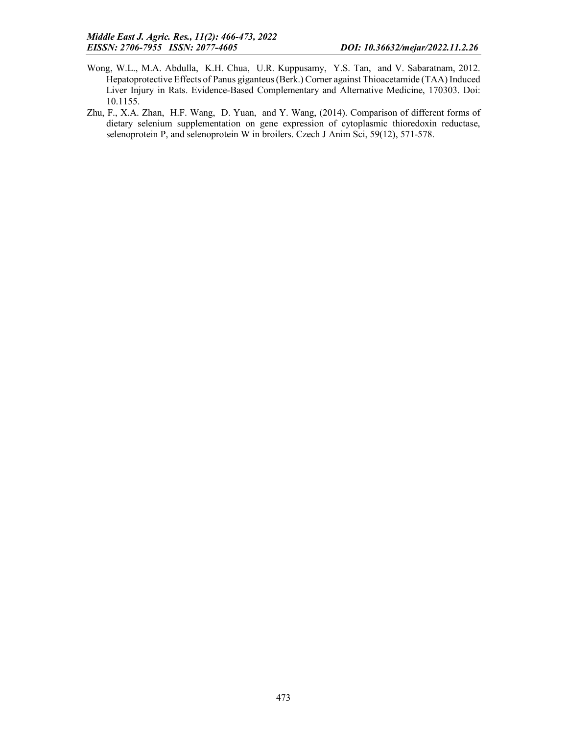Wong, W.L., M.A. Abdulla, K.H. Chua, U.R. Kuppusamy, Y.S. Tan, and V. Sabaratnam, 2012. Hepatoprotective Effects of Panus giganteus (Berk.) Corner against Thioacetamide (TAA) Induced Liver Injury in Rats. Evidence-Based Complementary and Alternative Medicine, 170303. Doi: 10.1155.

Zhu, F., X.A. Zhan, H.F. Wang, D. Yuan, and Y. Wang, (2014). Comparison of different forms of dietary selenium supplementation on gene expression of cytoplasmic thioredoxin reductase, selenoprotein P, and selenoprotein W in broilers. Czech J Anim Sci, 59(12), 571-578.